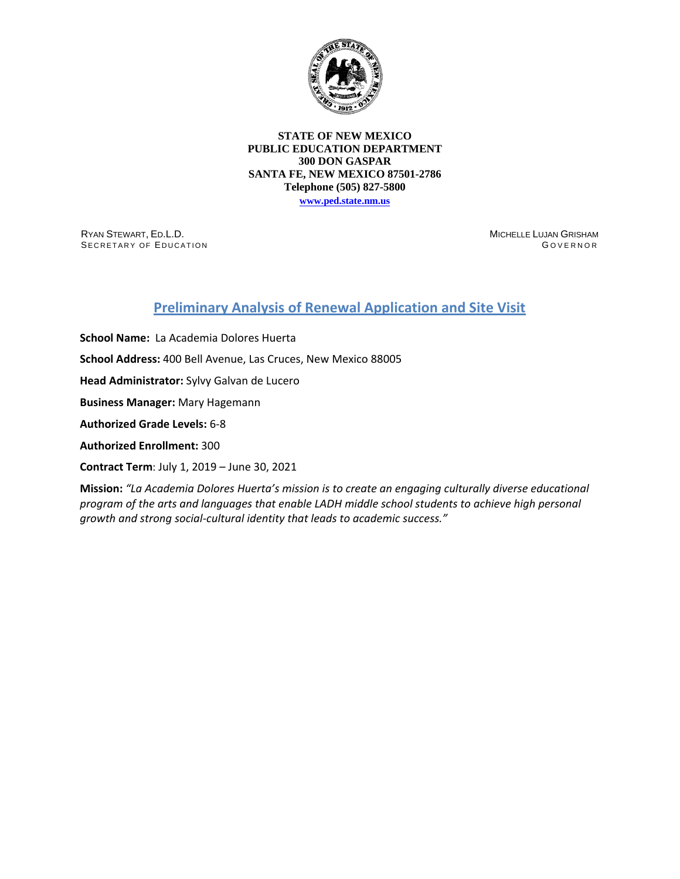**STATE OF NEW MEXICO**
**PUBLIC EDUCATION DEPARTMENT**
**300 DON GASPAR**
**SANTA FE, NEW MEXICO 87501-2786**
**Telephone (505) 827-5800**
**www.ped.state.nm.us**

RYAN STEWART, ED.L.D.
SECRETARY OF EDUCATION

MICHELLE LUJAN GRISHAM
GOVERNOR

# Preliminary Analysis of Renewal Application and Site Visit

**School Name:** La Academia Dolores Huerta

**School Address:** 400 Bell Avenue, Las Cruces, New Mexico 88005

**Head Administrator:** Sylvy Galvan de Lucero

**Business Manager:** Mary Hagemann

**Authorized Grade Levels:** 6-8

**Authorized Enrollment:** 300

**Contract Term**: July 1, 2019 – June 30, 2021

**Mission:** *"La Academia Dolores Huerta's mission is to create an engaging culturally diverse educational program of the arts and languages that enable LADH middle school students to achieve high personal growth and strong social-cultural identity that leads to academic success."*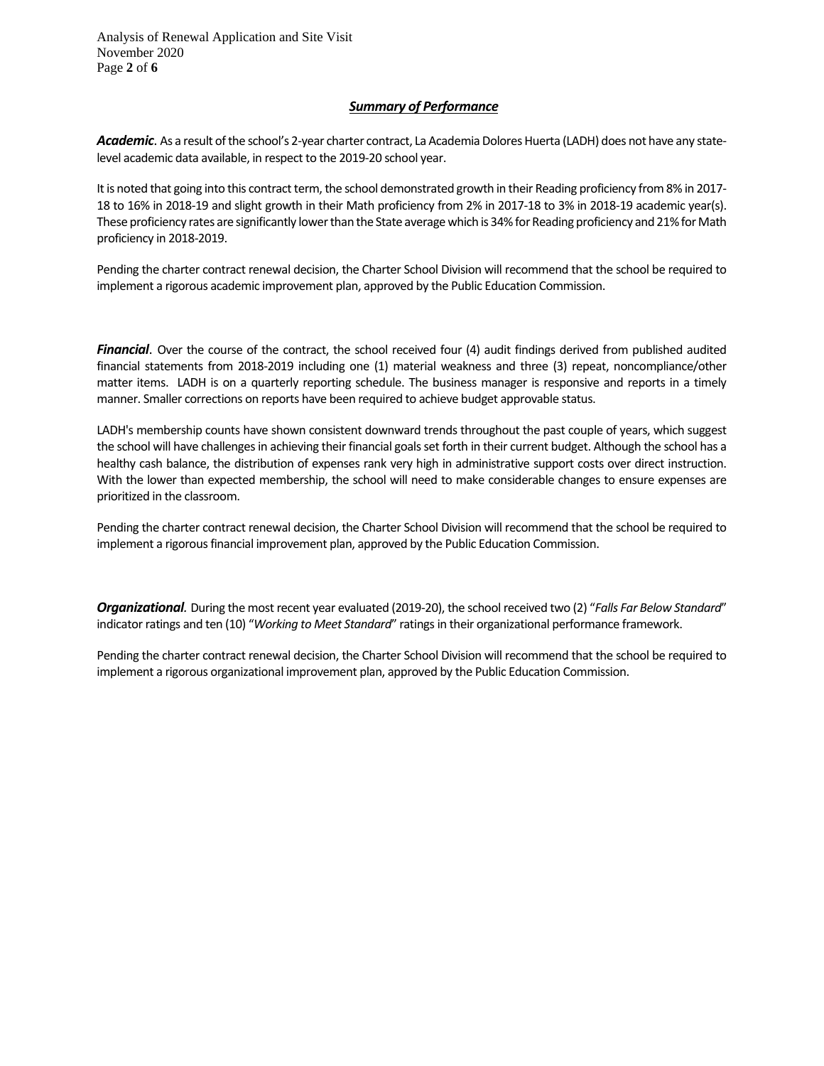## *Summary of Performance*

***Academic***. As a result of the school's 2-year charter contract, La Academia Dolores Huerta (LADH) does not have any state-level academic data available, in respect to the 2019-20 school year.

It is noted that going into this contract term, the school demonstrated growth in their Reading proficiency from 8% in 2017-18 to 16% in 2018-19 and slight growth in their Math proficiency from 2% in 2017-18 to 3% in 2018-19 academic year(s). These proficiency rates are significantly lower than the State average which is 34% for Reading proficiency and 21% for Math proficiency in 2018-2019.

Pending the charter contract renewal decision, the Charter School Division will recommend that the school be required to implement a rigorous academic improvement plan, approved by the Public Education Commission.

***Financial***. Over the course of the contract, the school received four (4) audit findings derived from published audited financial statements from 2018-2019 including one (1) material weakness and three (3) repeat, noncompliance/other matter items. LADH is on a quarterly reporting schedule. The business manager is responsive and reports in a timely manner. Smaller corrections on reports have been required to achieve budget approvable status.

LADH's membership counts have shown consistent downward trends throughout the past couple of years, which suggest the school will have challenges in achieving their financial goals set forth in their current budget. Although the school has a healthy cash balance, the distribution of expenses rank very high in administrative support costs over direct instruction. With the lower than expected membership, the school will need to make considerable changes to ensure expenses are prioritized in the classroom.

Pending the charter contract renewal decision, the Charter School Division will recommend that the school be required to implement a rigorous financial improvement plan, approved by the Public Education Commission.

***Organizational***. During the most recent year evaluated (2019-20), the school received two (2) "*Falls Far Below Standard*" indicator ratings and ten (10) "*Working to Meet Standard*" ratings in their organizational performance framework.

Pending the charter contract renewal decision, the Charter School Division will recommend that the school be required to implement a rigorous organizational improvement plan, approved by the Public Education Commission.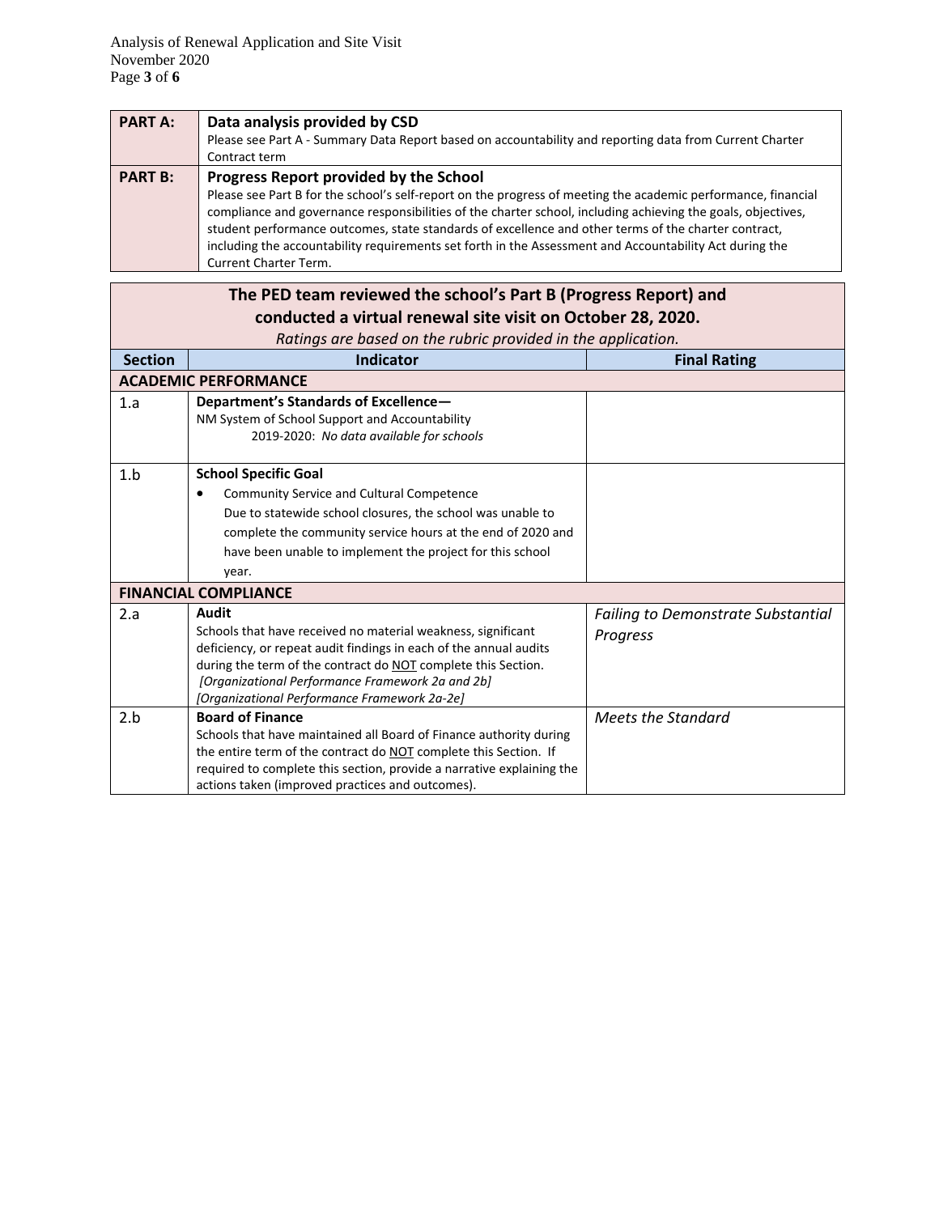| PART A: | **Data analysis provided by CSD**<br>Please see Part A - Summary Data Report based on accountability and reporting data from Current Charter Contract term |
|---|---|
| **PART B:** | **Progress Report provided by the School**<br>Please see Part B for the school's self-report on the progress of meeting the academic performance, financial compliance and governance responsibilities of the charter school, including achieving the goals, objectives, student performance outcomes, state standards of excellence and other terms of the charter contract, including the accountability requirements set forth in the Assessment and Accountability Act during the Current Charter Term. |

**The PED team reviewed the school's Part B (Progress Report) and conducted a virtual renewal site visit on October 28, 2020.**

*Ratings are based on the rubric provided in the application.*

| Section | Indicator | Final Rating |
|---|---|---|
| **ACADEMIC PERFORMANCE** | | |
| 1.a | **Department's Standards of Excellence—**<br>NM System of School Support and Accountability<br>2019-2020: *No data available for schools* | |
| 1.b | **School Specific Goal**<br>• Community Service and Cultural Competence<br>Due to statewide school closures, the school was unable to complete the community service hours at the end of 2020 and have been unable to implement the project for this school year. | |
| **FINANCIAL COMPLIANCE** | | |
| 2.a | **Audit**<br>Schools that have received no material weakness, significant deficiency, or repeat audit findings in each of the annual audits during the term of the contract do NOT complete this Section.<br>*[Organizational Performance Framework 2a and 2b]*<br>*[Organizational Performance Framework 2a-2e]* | *Failing to Demonstrate Substantial Progress* |
| 2.b | **Board of Finance**<br>Schools that have maintained all Board of Finance authority during the entire term of the contract do NOT complete this Section. If required to complete this section, provide a narrative explaining the actions taken (improved practices and outcomes). | *Meets the Standard* |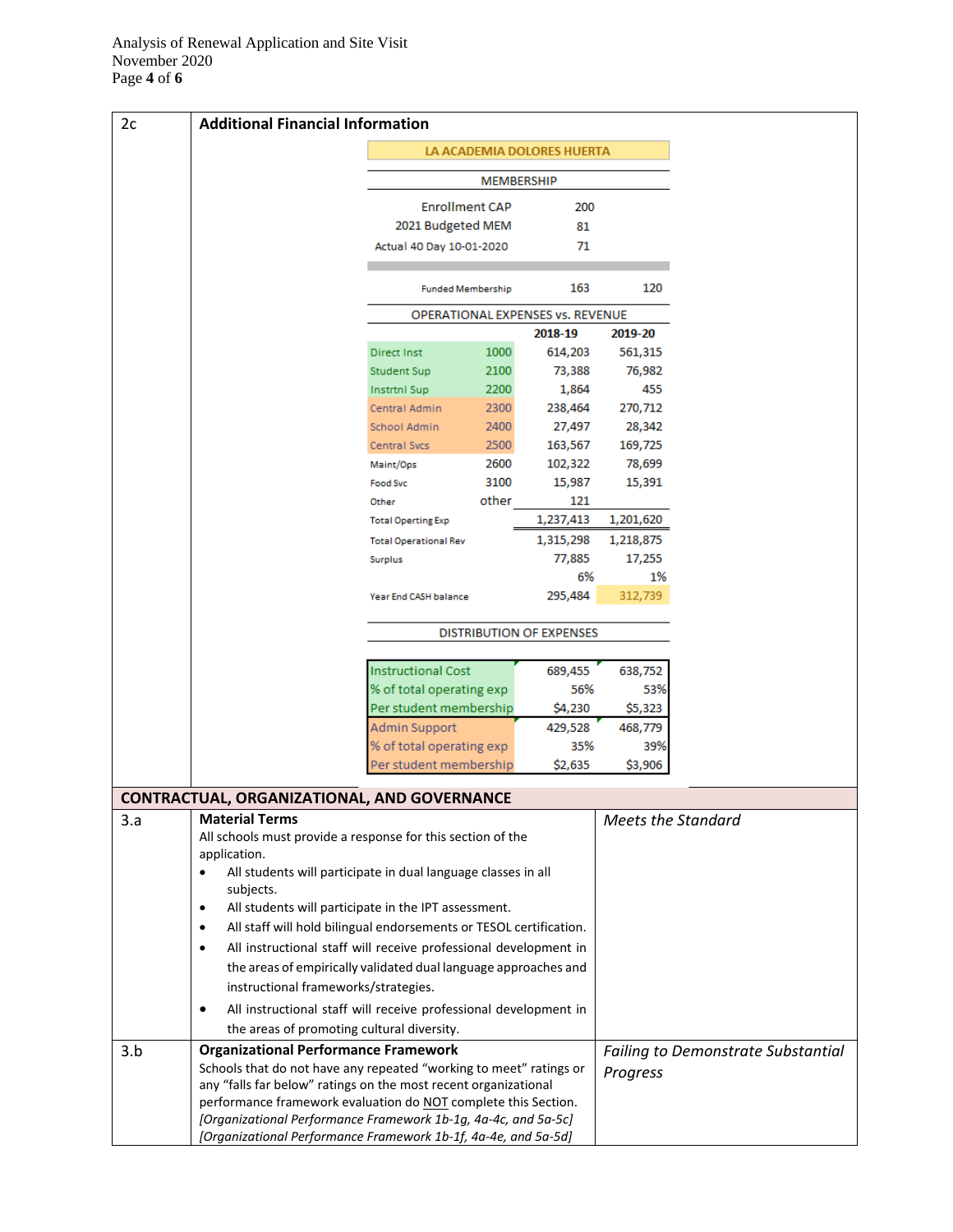| 2c | **Additional Financial Information** | |
|---|---|---|

**LA ACADEMIA DOLORES HUERTA**

**MEMBERSHIP**

| | | |
|---|---|---|
| Enrollment CAP | 200 | |
| 2021 Budgeted MEM | 81 | |
| Actual 40 Day 10-01-2020 | 71 | |
| Funded Membership | 163 | 120 |

**OPERATIONAL EXPENSES vs. REVENUE**

| | | 2018-19 | 2019-20 |
|---|---|---|---|
| Direct Inst | 1000 | 614,203 | 561,315 |
| Student Sup | 2100 | 73,388 | 76,982 |
| Instrtnl Sup | 2200 | 1,864 | 455 |
| Central Admin | 2300 | 238,464 | 270,712 |
| School Admin | 2400 | 27,497 | 28,342 |
| Central Svcs | 2500 | 163,567 | 169,725 |
| Maint/Ops | 2600 | 102,322 | 78,699 |
| Food Svc | 3100 | 15,987 | 15,391 |
| Other | other | 121 | |
| Total Operting Exp | | 1,237,413 | 1,201,620 |
| Total Operational Rev | | 1,315,298 | 1,218,875 |
| Surplus | | 77,885 | 17,255 |
| | | 6% | 1% |
| Year End CASH balance | | 295,484 | 312,739 |

**DISTRIBUTION OF EXPENSES**

| | | |
|---|---|---|
| Instructional Cost | 689,455 | 638,752 |
| % of total operating exp | 56% | 53% |
| Per student membership | $4,230 | $5,323 |
| Admin Support | 429,528 | 468,779 |
| % of total operating exp | 35% | 39% |
| Per student membership | $2,635 | $3,906 |

## CONTRACTUAL, ORGANIZATIONAL, AND GOVERNANCE

| | | |
|---|---|---|
| 3.a | **Material Terms**<br>All schools must provide a response for this section of the application.<br>• All students will participate in dual language classes in all subjects.<br>• All students will participate in the IPT assessment.<br>• All staff will hold bilingual endorsements or TESOL certification.<br>• All instructional staff will receive professional development in the areas of empirically validated dual language approaches and instructional frameworks/strategies.<br>• All instructional staff will receive professional development in the areas of promoting cultural diversity. | *Meets the Standard* |
| 3.b | **Organizational Performance Framework**<br>Schools that do not have any repeated "working to meet" ratings or any "falls far below" ratings on the most recent organizational performance framework evaluation do NOT complete this Section.<br>*[Organizational Performance Framework 1b-1g, 4a-4c, and 5a-5c]*<br>*[Organizational Performance Framework 1b-1f, 4a-4e, and 5a-5d]* | *Failing to Demonstrate Substantial Progress* |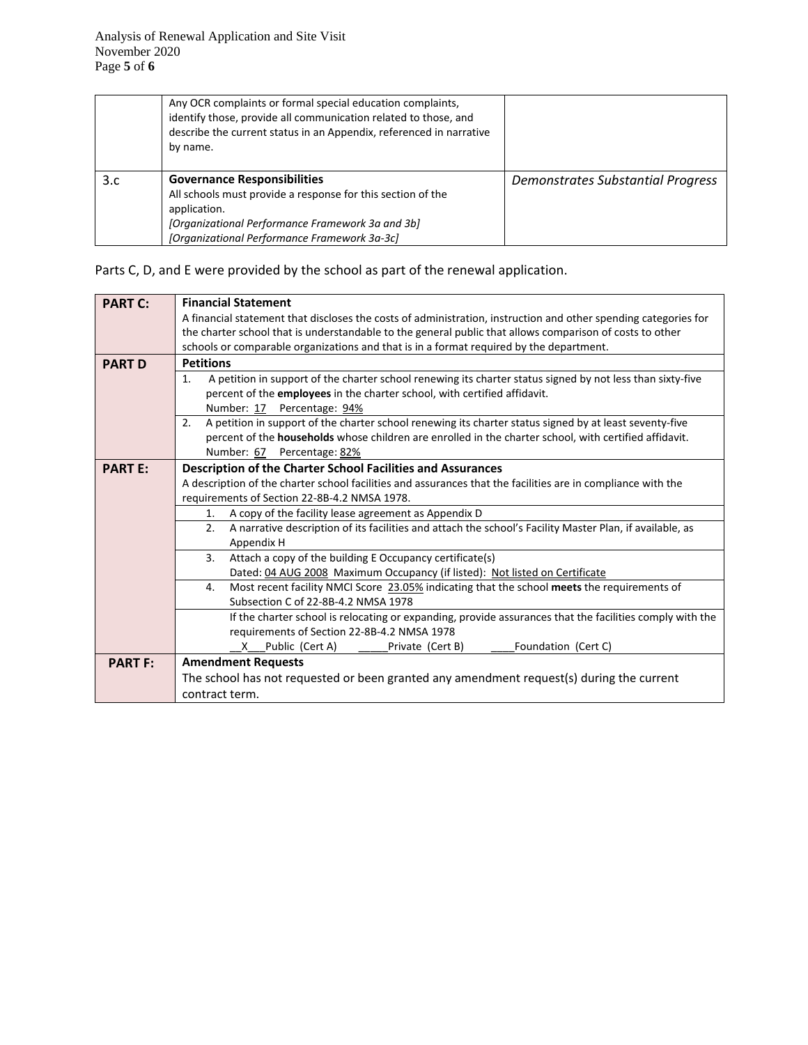| | | |
|---|---|---|
| | Any OCR complaints or formal special education complaints, identify those, provide all communication related to those, and describe the current status in an Appendix, referenced in narrative by name. | |
| 3.c | **Governance Responsibilities**<br>All schools must provide a response for this section of the application.<br>*[Organizational Performance Framework 3a and 3b]*<br>*[Organizational Performance Framework 3a-3c]* | *Demonstrates Substantial Progress* |

Parts C, D, and E were provided by the school as part of the renewal application.

| | |
|---|---|
| **PART C:** | **Financial Statement**<br>A financial statement that discloses the costs of administration, instruction and other spending categories for the charter school that is understandable to the general public that allows comparison of costs to other schools or comparable organizations and that is in a format required by the department. |
| **PART D** | **Petitions** |
| | 1. A petition in support of the charter school renewing its charter status signed by not less than sixty-five percent of the **employees** in the charter school, with certified affidavit.<br>Number: 17 Percentage: 94% |
| | 2. A petition in support of the charter school renewing its charter status signed by at least seventy-five percent of the **households** whose children are enrolled in the charter school, with certified affidavit.<br>Number: 67 Percentage: 82% |
| **PART E:** | **Description of the Charter School Facilities and Assurances**<br>A description of the charter school facilities and assurances that the facilities are in compliance with the requirements of Section 22-8B-4.2 NMSA 1978. |
| | 1. A copy of the facility lease agreement as Appendix D |
| | 2. A narrative description of its facilities and attach the school's Facility Master Plan, if available, as Appendix H |
| | 3. Attach a copy of the building E Occupancy certificate(s)<br>Dated: 04 AUG 2008 Maximum Occupancy (if listed): Not listed on Certificate |
| | 4. Most recent facility NMCI Score 23.05% indicating that the school **meets** the requirements of Subsection C of 22-8B-4.2 NMSA 1978 |
| | If the charter school is relocating or expanding, provide assurances that the facilities comply with the requirements of Section 22-8B-4.2 NMSA 1978<br>__X___Public (Cert A) _____Private (Cert B) ____Foundation (Cert C) |
| **PART F:** | **Amendment Requests**<br>The school has not requested or been granted any amendment request(s) during the current contract term. |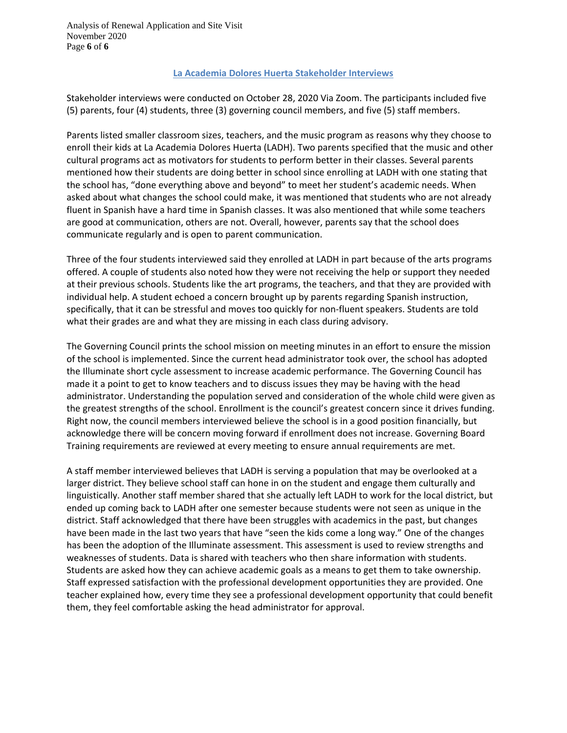## La Academia Dolores Huerta Stakeholder Interviews

Stakeholder interviews were conducted on October 28, 2020 Via Zoom. The participants included five (5) parents, four (4) students, three (3) governing council members, and five (5) staff members.

Parents listed smaller classroom sizes, teachers, and the music program as reasons why they choose to enroll their kids at La Academia Dolores Huerta (LADH). Two parents specified that the music and other cultural programs act as motivators for students to perform better in their classes. Several parents mentioned how their students are doing better in school since enrolling at LADH with one stating that the school has, "done everything above and beyond" to meet her student's academic needs. When asked about what changes the school could make, it was mentioned that students who are not already fluent in Spanish have a hard time in Spanish classes. It was also mentioned that while some teachers are good at communication, others are not. Overall, however, parents say that the school does communicate regularly and is open to parent communication.

Three of the four students interviewed said they enrolled at LADH in part because of the arts programs offered. A couple of students also noted how they were not receiving the help or support they needed at their previous schools. Students like the art programs, the teachers, and that they are provided with individual help. A student echoed a concern brought up by parents regarding Spanish instruction, specifically, that it can be stressful and moves too quickly for non-fluent speakers. Students are told what their grades are and what they are missing in each class during advisory.

The Governing Council prints the school mission on meeting minutes in an effort to ensure the mission of the school is implemented. Since the current head administrator took over, the school has adopted the Illuminate short cycle assessment to increase academic performance. The Governing Council has made it a point to get to know teachers and to discuss issues they may be having with the head administrator. Understanding the population served and consideration of the whole child were given as the greatest strengths of the school. Enrollment is the council's greatest concern since it drives funding. Right now, the council members interviewed believe the school is in a good position financially, but acknowledge there will be concern moving forward if enrollment does not increase. Governing Board Training requirements are reviewed at every meeting to ensure annual requirements are met.

A staff member interviewed believes that LADH is serving a population that may be overlooked at a larger district. They believe school staff can hone in on the student and engage them culturally and linguistically. Another staff member shared that she actually left LADH to work for the local district, but ended up coming back to LADH after one semester because students were not seen as unique in the district. Staff acknowledged that there have been struggles with academics in the past, but changes have been made in the last two years that have "seen the kids come a long way." One of the changes has been the adoption of the Illuminate assessment. This assessment is used to review strengths and weaknesses of students. Data is shared with teachers who then share information with students. Students are asked how they can achieve academic goals as a means to get them to take ownership. Staff expressed satisfaction with the professional development opportunities they are provided. One teacher explained how, every time they see a professional development opportunity that could benefit them, they feel comfortable asking the head administrator for approval.